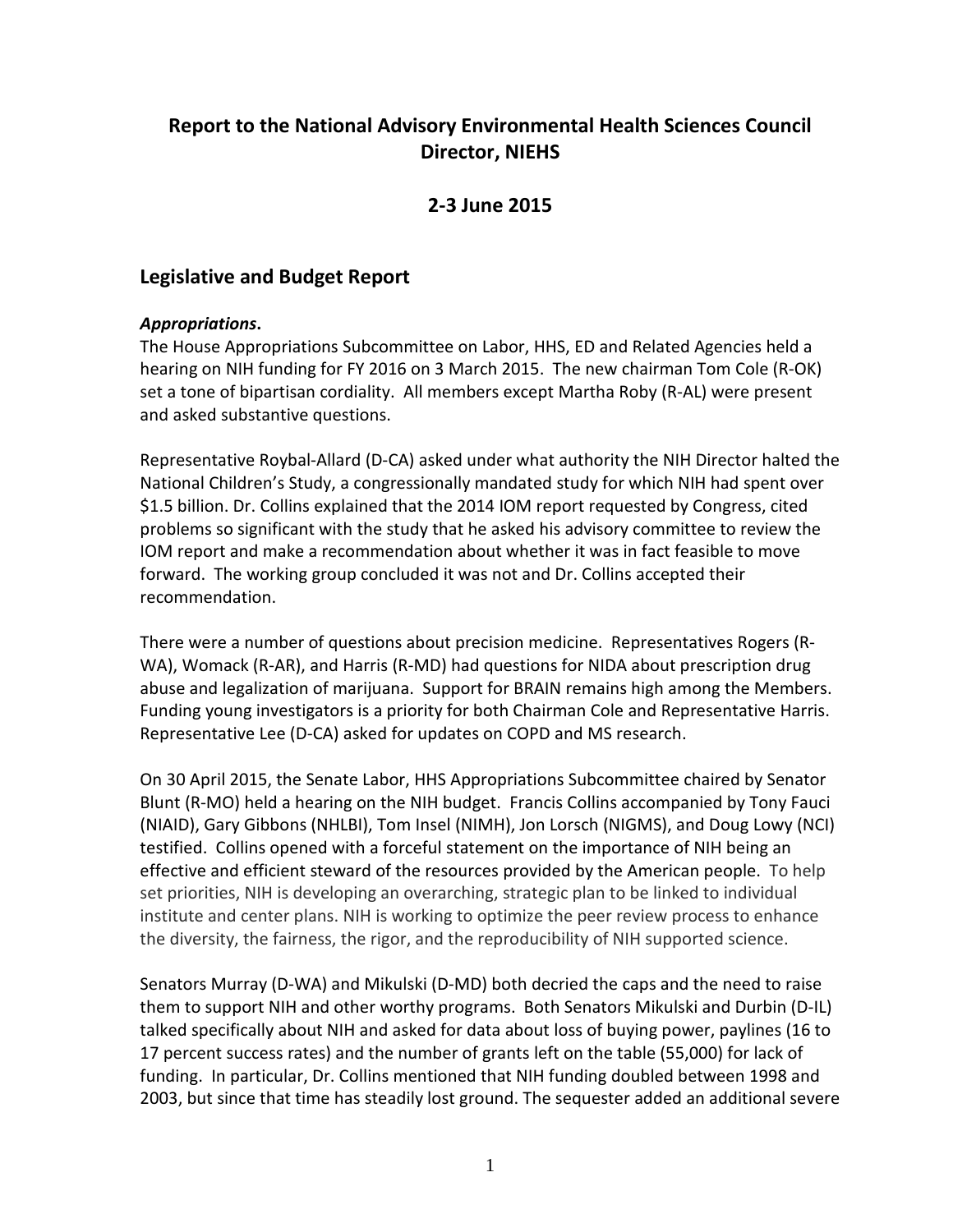# Report to the National Advisory Environmental Health Sciences Council Director, NIEHS

## 2-3 June 2015

## Legislative and Budget Report

***Appropriations*.**

The House Appropriations Subcommittee on Labor, HHS, ED and Related Agencies held a hearing on NIH funding for FY 2016 on 3 March 2015. The new chairman Tom Cole (R-OK) set a tone of bipartisan cordiality. All members except Martha Roby (R-AL) were present and asked substantive questions.

Representative Roybal-Allard (D-CA) asked under what authority the NIH Director halted the National Children's Study, a congressionally mandated study for which NIH had spent over $1.5 billion. Dr. Collins explained that the 2014 IOM report requested by Congress, cited problems so significant with the study that he asked his advisory committee to review the IOM report and make a recommendation about whether it was in fact feasible to move forward. The working group concluded it was not and Dr. Collins accepted their recommendation.

There were a number of questions about precision medicine. Representatives Rogers (R-WA), Womack (R-AR), and Harris (R-MD) had questions for NIDA about prescription drug abuse and legalization of marijuana. Support for BRAIN remains high among the Members. Funding young investigators is a priority for both Chairman Cole and Representative Harris. Representative Lee (D-CA) asked for updates on COPD and MS research.

On 30 April 2015, the Senate Labor, HHS Appropriations Subcommittee chaired by Senator Blunt (R-MO) held a hearing on the NIH budget. Francis Collins accompanied by Tony Fauci (NIAID), Gary Gibbons (NHLBI), Tom Insel (NIMH), Jon Lorsch (NIGMS), and Doug Lowy (NCI) testified. Collins opened with a forceful statement on the importance of NIH being an effective and efficient steward of the resources provided by the American people. To help set priorities, NIH is developing an overarching, strategic plan to be linked to individual institute and center plans. NIH is working to optimize the peer review process to enhance the diversity, the fairness, the rigor, and the reproducibility of NIH supported science.

Senators Murray (D-WA) and Mikulski (D-MD) both decried the caps and the need to raise them to support NIH and other worthy programs. Both Senators Mikulski and Durbin (D-IL) talked specifically about NIH and asked for data about loss of buying power, paylines (16 to 17 percent success rates) and the number of grants left on the table (55,000) for lack of funding. In particular, Dr. Collins mentioned that NIH funding doubled between 1998 and 2003, but since that time has steadily lost ground. The sequester added an additional severe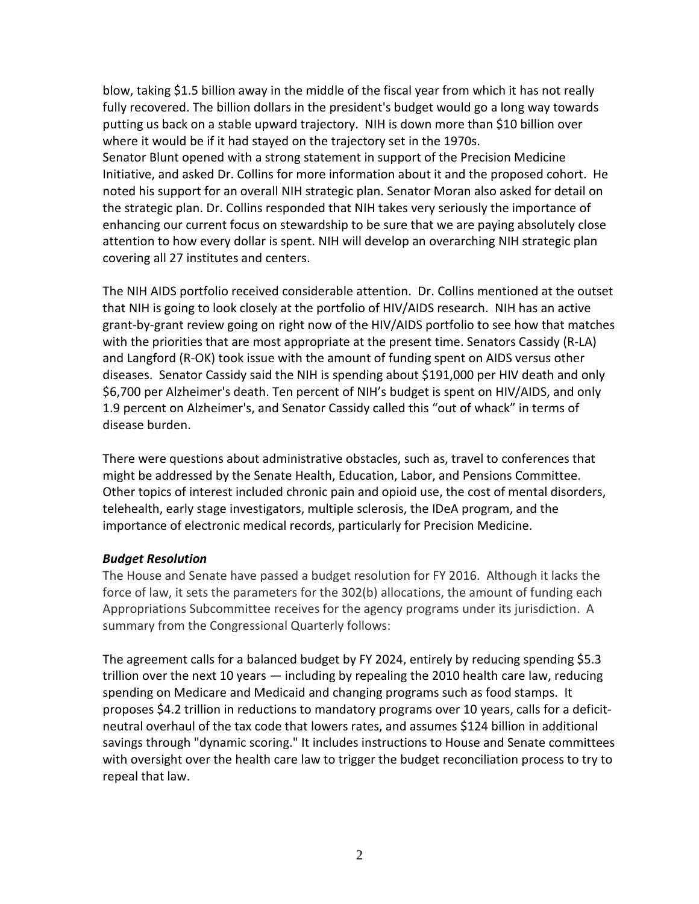blow, taking $1.5 billion away in the middle of the fiscal year from which it has not really fully recovered. The billion dollars in the president's budget would go a long way towards putting us back on a stable upward trajectory. NIH is down more than $10 billion over where it would be if it had stayed on the trajectory set in the 1970s.
Senator Blunt opened with a strong statement in support of the Precision Medicine Initiative, and asked Dr. Collins for more information about it and the proposed cohort. He noted his support for an overall NIH strategic plan. Senator Moran also asked for detail on the strategic plan. Dr. Collins responded that NIH takes very seriously the importance of enhancing our current focus on stewardship to be sure that we are paying absolutely close attention to how every dollar is spent. NIH will develop an overarching NIH strategic plan covering all 27 institutes and centers.

The NIH AIDS portfolio received considerable attention. Dr. Collins mentioned at the outset that NIH is going to look closely at the portfolio of HIV/AIDS research. NIH has an active grant-by-grant review going on right now of the HIV/AIDS portfolio to see how that matches with the priorities that are most appropriate at the present time. Senators Cassidy (R-LA) and Langford (R-OK) took issue with the amount of funding spent on AIDS versus other diseases. Senator Cassidy said the NIH is spending about $191,000 per HIV death and only $6,700 per Alzheimer's death. Ten percent of NIH's budget is spent on HIV/AIDS, and only 1.9 percent on Alzheimer's, and Senator Cassidy called this "out of whack" in terms of disease burden.

There were questions about administrative obstacles, such as, travel to conferences that might be addressed by the Senate Health, Education, Labor, and Pensions Committee. Other topics of interest included chronic pain and opioid use, the cost of mental disorders, telehealth, early stage investigators, multiple sclerosis, the IDeA program, and the importance of electronic medical records, particularly for Precision Medicine.

***Budget Resolution***

The House and Senate have passed a budget resolution for FY 2016. Although it lacks the force of law, it sets the parameters for the 302(b) allocations, the amount of funding each Appropriations Subcommittee receives for the agency programs under its jurisdiction. A summary from the Congressional Quarterly follows:

The agreement calls for a balanced budget by FY 2024, entirely by reducing spending $5.3 trillion over the next 10 years — including by repealing the 2010 health care law, reducing spending on Medicare and Medicaid and changing programs such as food stamps. It proposes $4.2 trillion in reductions to mandatory programs over 10 years, calls for a deficit-neutral overhaul of the tax code that lowers rates, and assumes $124 billion in additional savings through "dynamic scoring." It includes instructions to House and Senate committees with oversight over the health care law to trigger the budget reconciliation process to try to repeal that law.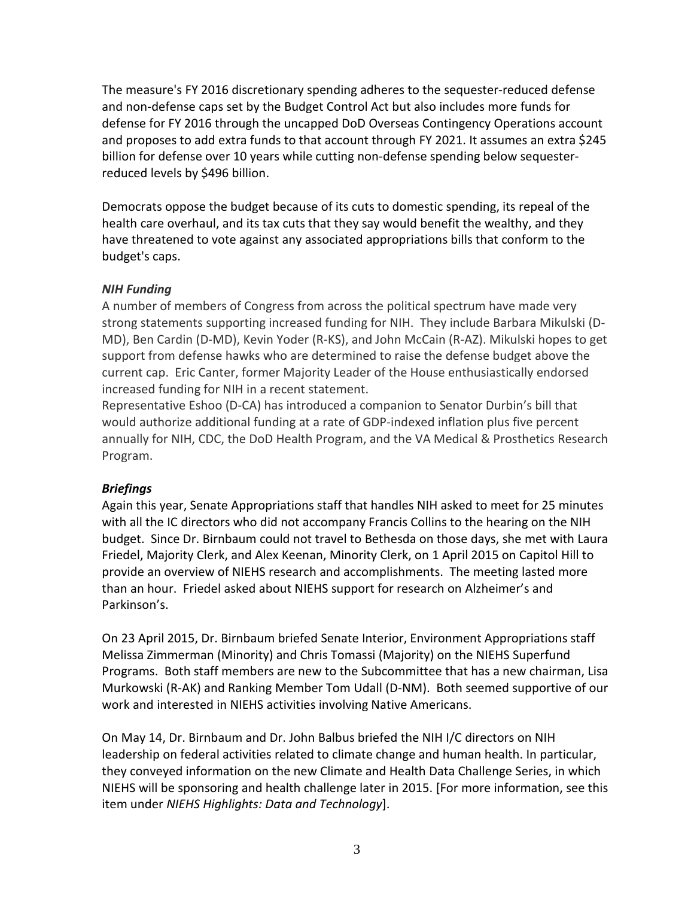The measure's FY 2016 discretionary spending adheres to the sequester-reduced defense and non-defense caps set by the Budget Control Act but also includes more funds for defense for FY 2016 through the uncapped DoD Overseas Contingency Operations account and proposes to add extra funds to that account through FY 2021. It assumes an extra $245 billion for defense over 10 years while cutting non-defense spending below sequester-reduced levels by $496 billion.

Democrats oppose the budget because of its cuts to domestic spending, its repeal of the health care overhaul, and its tax cuts that they say would benefit the wealthy, and they have threatened to vote against any associated appropriations bills that conform to the budget's caps.

***NIH Funding***

A number of members of Congress from across the political spectrum have made very strong statements supporting increased funding for NIH. They include Barbara Mikulski (D-MD), Ben Cardin (D-MD), Kevin Yoder (R-KS), and John McCain (R-AZ). Mikulski hopes to get support from defense hawks who are determined to raise the defense budget above the current cap. Eric Canter, former Majority Leader of the House enthusiastically endorsed increased funding for NIH in a recent statement.

Representative Eshoo (D-CA) has introduced a companion to Senator Durbin's bill that would authorize additional funding at a rate of GDP-indexed inflation plus five percent annually for NIH, CDC, the DoD Health Program, and the VA Medical & Prosthetics Research Program.

***Briefings***

Again this year, Senate Appropriations staff that handles NIH asked to meet for 25 minutes with all the IC directors who did not accompany Francis Collins to the hearing on the NIH budget. Since Dr. Birnbaum could not travel to Bethesda on those days, she met with Laura Friedel, Majority Clerk, and Alex Keenan, Minority Clerk, on 1 April 2015 on Capitol Hill to provide an overview of NIEHS research and accomplishments. The meeting lasted more than an hour. Friedel asked about NIEHS support for research on Alzheimer's and Parkinson's.

On 23 April 2015, Dr. Birnbaum briefed Senate Interior, Environment Appropriations staff Melissa Zimmerman (Minority) and Chris Tomassi (Majority) on the NIEHS Superfund Programs. Both staff members are new to the Subcommittee that has a new chairman, Lisa Murkowski (R-AK) and Ranking Member Tom Udall (D-NM). Both seemed supportive of our work and interested in NIEHS activities involving Native Americans.

On May 14, Dr. Birnbaum and Dr. John Balbus briefed the NIH I/C directors on NIH leadership on federal activities related to climate change and human health. In particular, they conveyed information on the new Climate and Health Data Challenge Series, in which NIEHS will be sponsoring and health challenge later in 2015. [For more information, see this item under *NIEHS Highlights: Data and Technology*].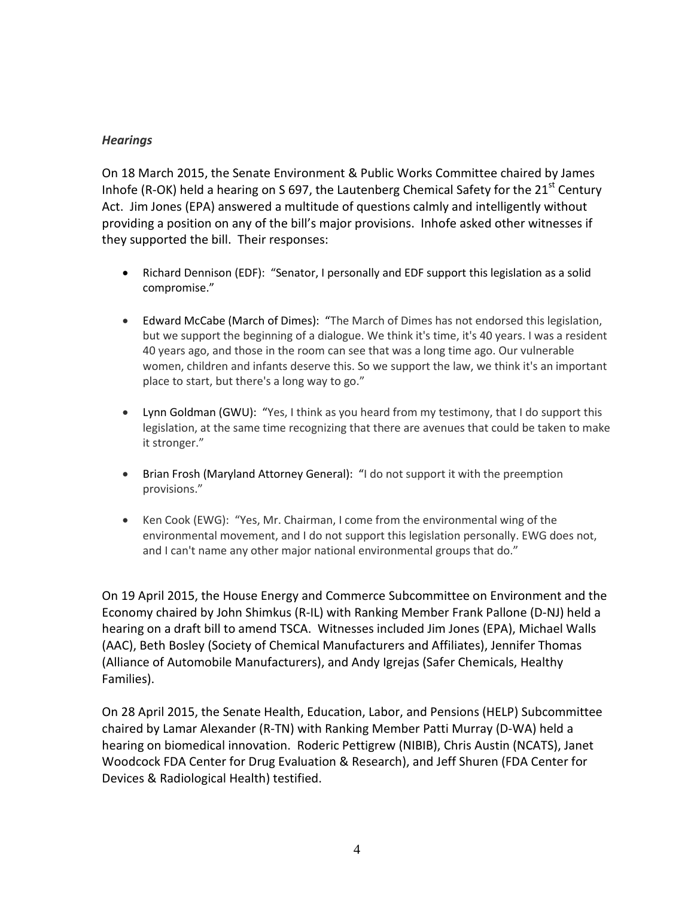### *Hearings*

On 18 March 2015, the Senate Environment & Public Works Committee chaired by James Inhofe (R-OK) held a hearing on S 697, the Lautenberg Chemical Safety for the 21$^{st}$ Century Act. Jim Jones (EPA) answered a multitude of questions calmly and intelligently without providing a position on any of the bill's major provisions. Inhofe asked other witnesses if they supported the bill. Their responses:

- Richard Dennison (EDF): "Senator, I personally and EDF support this legislation as a solid compromise."
- Edward McCabe (March of Dimes): "The March of Dimes has not endorsed this legislation, but we support the beginning of a dialogue. We think it's time, it's 40 years. I was a resident 40 years ago, and those in the room can see that was a long time ago. Our vulnerable women, children and infants deserve this. So we support the law, we think it's an important place to start, but there's a long way to go."
- Lynn Goldman (GWU): "Yes, I think as you heard from my testimony, that I do support this legislation, at the same time recognizing that there are avenues that could be taken to make it stronger."
- Brian Frosh (Maryland Attorney General): "I do not support it with the preemption provisions."
- Ken Cook (EWG): "Yes, Mr. Chairman, I come from the environmental wing of the environmental movement, and I do not support this legislation personally. EWG does not, and I can't name any other major national environmental groups that do."

On 19 April 2015, the House Energy and Commerce Subcommittee on Environment and the Economy chaired by John Shimkus (R-IL) with Ranking Member Frank Pallone (D-NJ) held a hearing on a draft bill to amend TSCA. Witnesses included Jim Jones (EPA), Michael Walls (AAC), Beth Bosley (Society of Chemical Manufacturers and Affiliates), Jennifer Thomas (Alliance of Automobile Manufacturers), and Andy Igrejas (Safer Chemicals, Healthy Families).

On 28 April 2015, the Senate Health, Education, Labor, and Pensions (HELP) Subcommittee chaired by Lamar Alexander (R-TN) with Ranking Member Patti Murray (D-WA) held a hearing on biomedical innovation. Roderic Pettigrew (NIBIB), Chris Austin (NCATS), Janet Woodcock FDA Center for Drug Evaluation & Research), and Jeff Shuren (FDA Center for Devices & Radiological Health) testified.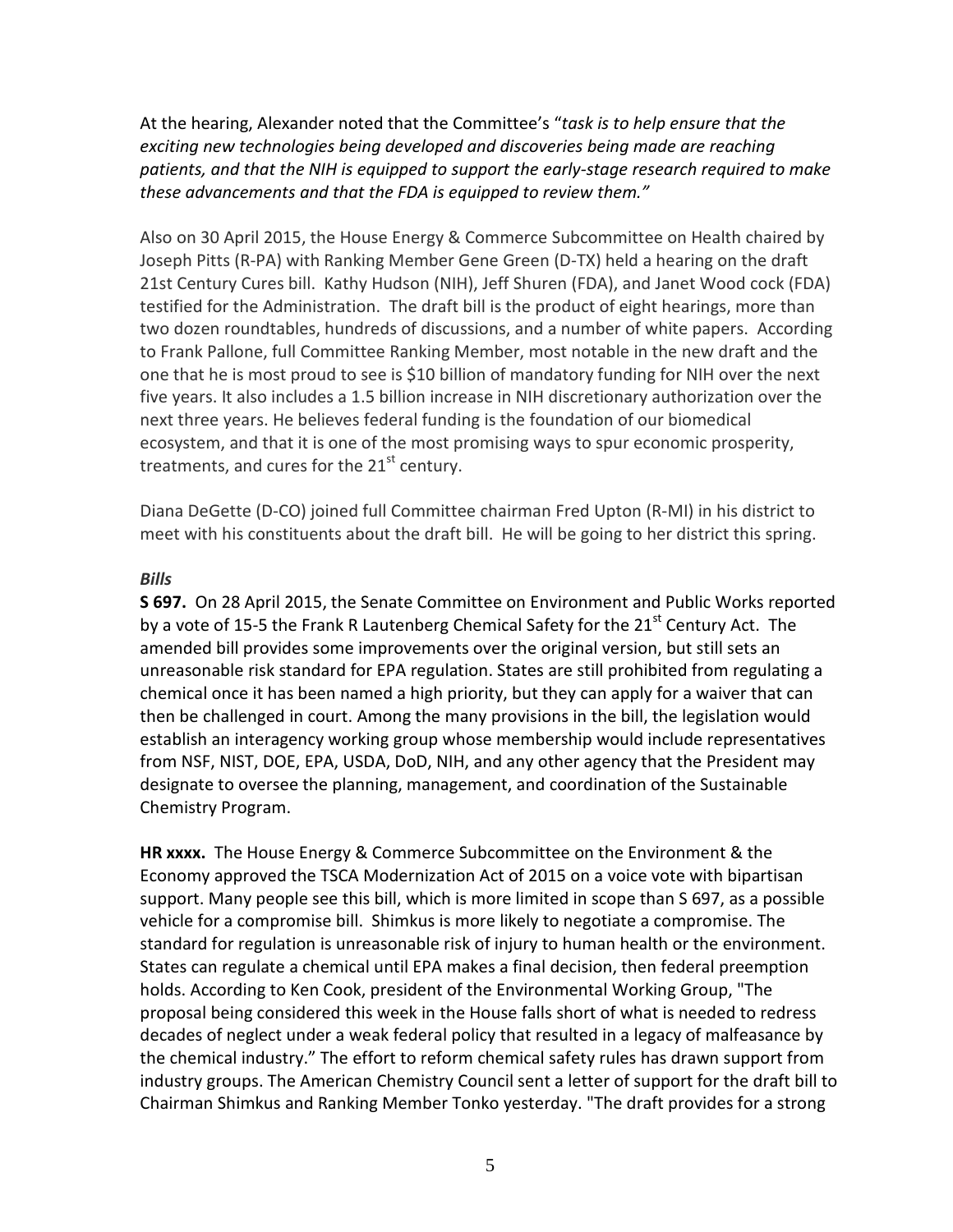At the hearing, Alexander noted that the Committee's "*task is to help ensure that the exciting new technologies being developed and discoveries being made are reaching patients, and that the NIH is equipped to support the early-stage research required to make these advancements and that the FDA is equipped to review them."*

Also on 30 April 2015, the House Energy & Commerce Subcommittee on Health chaired by Joseph Pitts (R-PA) with Ranking Member Gene Green (D-TX) held a hearing on the draft 21st Century Cures bill. Kathy Hudson (NIH), Jeff Shuren (FDA), and Janet Wood cock (FDA) testified for the Administration. The draft bill is the product of eight hearings, more than two dozen roundtables, hundreds of discussions, and a number of white papers. According to Frank Pallone, full Committee Ranking Member, most notable in the new draft and the one that he is most proud to see is $10 billion of mandatory funding for NIH over the next five years. It also includes a 1.5 billion increase in NIH discretionary authorization over the next three years. He believes federal funding is the foundation of our biomedical ecosystem, and that it is one of the most promising ways to spur economic prosperity, treatments, and cures for the 21st century.

Diana DeGette (D-CO) joined full Committee chairman Fred Upton (R-MI) in his district to meet with his constituents about the draft bill. He will be going to her district this spring.

***Bills***

**S 697.** On 28 April 2015, the Senate Committee on Environment and Public Works reported by a vote of 15-5 the Frank R Lautenberg Chemical Safety for the 21st Century Act. The amended bill provides some improvements over the original version, but still sets an unreasonable risk standard for EPA regulation. States are still prohibited from regulating a chemical once it has been named a high priority, but they can apply for a waiver that can then be challenged in court. Among the many provisions in the bill, the legislation would establish an interagency working group whose membership would include representatives from NSF, NIST, DOE, EPA, USDA, DoD, NIH, and any other agency that the President may designate to oversee the planning, management, and coordination of the Sustainable Chemistry Program.

**HR xxxx.** The House Energy & Commerce Subcommittee on the Environment & the Economy approved the TSCA Modernization Act of 2015 on a voice vote with bipartisan support. Many people see this bill, which is more limited in scope than S 697, as a possible vehicle for a compromise bill. Shimkus is more likely to negotiate a compromise. The standard for regulation is unreasonable risk of injury to human health or the environment. States can regulate a chemical until EPA makes a final decision, then federal preemption holds. According to Ken Cook, president of the Environmental Working Group, "The proposal being considered this week in the House falls short of what is needed to redress decades of neglect under a weak federal policy that resulted in a legacy of malfeasance by the chemical industry." The effort to reform chemical safety rules has drawn support from industry groups. The American Chemistry Council sent a letter of support for the draft bill to Chairman Shimkus and Ranking Member Tonko yesterday. "The draft provides for a strong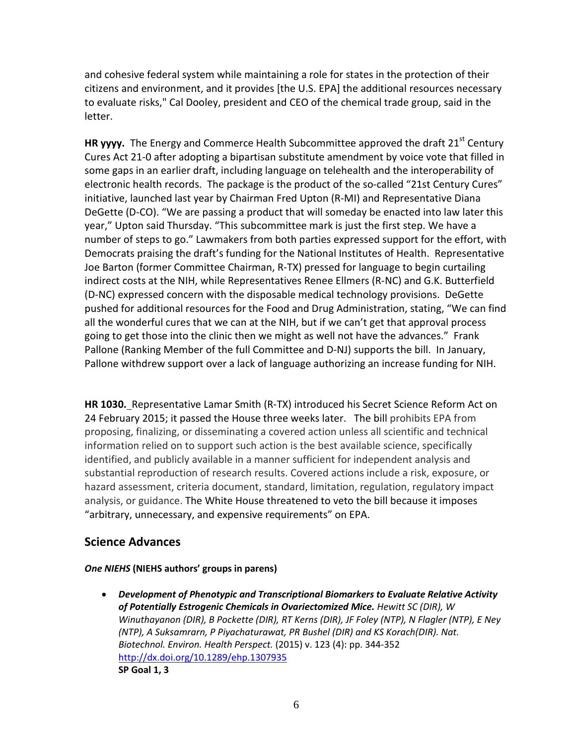and cohesive federal system while maintaining a role for states in the protection of their citizens and environment, and it provides [the U.S. EPA] the additional resources necessary to evaluate risks," Cal Dooley, president and CEO of the chemical trade group, said in the letter.

**HR yyyy.** The Energy and Commerce Health Subcommittee approved the draft 21st Century Cures Act 21-0 after adopting a bipartisan substitute amendment by voice vote that filled in some gaps in an earlier draft, including language on telehealth and the interoperability of electronic health records. The package is the product of the so-called "21st Century Cures" initiative, launched last year by Chairman Fred Upton (R-MI) and Representative Diana DeGette (D-CO). "We are passing a product that will someday be enacted into law later this year," Upton said Thursday. "This subcommittee mark is just the first step. We have a number of steps to go." Lawmakers from both parties expressed support for the effort, with Democrats praising the draft's funding for the National Institutes of Health. Representative Joe Barton (former Committee Chairman, R-TX) pressed for language to begin curtailing indirect costs at the NIH, while Representatives Renee Ellmers (R-NC) and G.K. Butterfield (D-NC) expressed concern with the disposable medical technology provisions. DeGette pushed for additional resources for the Food and Drug Administration, stating, "We can find all the wonderful cures that we can at the NIH, but if we can't get that approval process going to get those into the clinic then we might as well not have the advances." Frank Pallone (Ranking Member of the full Committee and D-NJ) supports the bill. In January, Pallone withdrew support over a lack of language authorizing an increase funding for NIH.

**HR 1030.** Representative Lamar Smith (R-TX) introduced his Secret Science Reform Act on 24 February 2015; it passed the House three weeks later. The bill prohibits EPA from proposing, finalizing, or disseminating a covered action unless all scientific and technical information relied on to support such action is the best available science, specifically identified, and publicly available in a manner sufficient for independent analysis and substantial reproduction of research results. Covered actions include a risk, exposure, or hazard assessment, criteria document, standard, limitation, regulation, regulatory impact analysis, or guidance. The White House threatened to veto the bill because it imposes "arbitrary, unnecessary, and expensive requirements" on EPA.

## Science Advances

***One NIEHS* (NIEHS authors' groups in parens)**

- ***Development of Phenotypic and Transcriptional Biomarkers to Evaluate Relative Activity of Potentially Estrogenic Chemicals in Ovariectomized Mice.*** *Hewitt SC (DIR), W Winuthayanon (DIR), B Pockette (DIR), RT Kerns (DIR), JF Foley (NTP), N Flagler (NTP), E Ney (NTP), A Suksamrarn, P Piyachaturawat, PR Bushel (DIR) and KS Korach(DIR). Nat. Biotechnol. Environ. Health Perspect.* (2015) v. 123 (4): pp. 344-352
  http://dx.doi.org/10.1289/ehp.1307935
  **SP Goal 1, 3**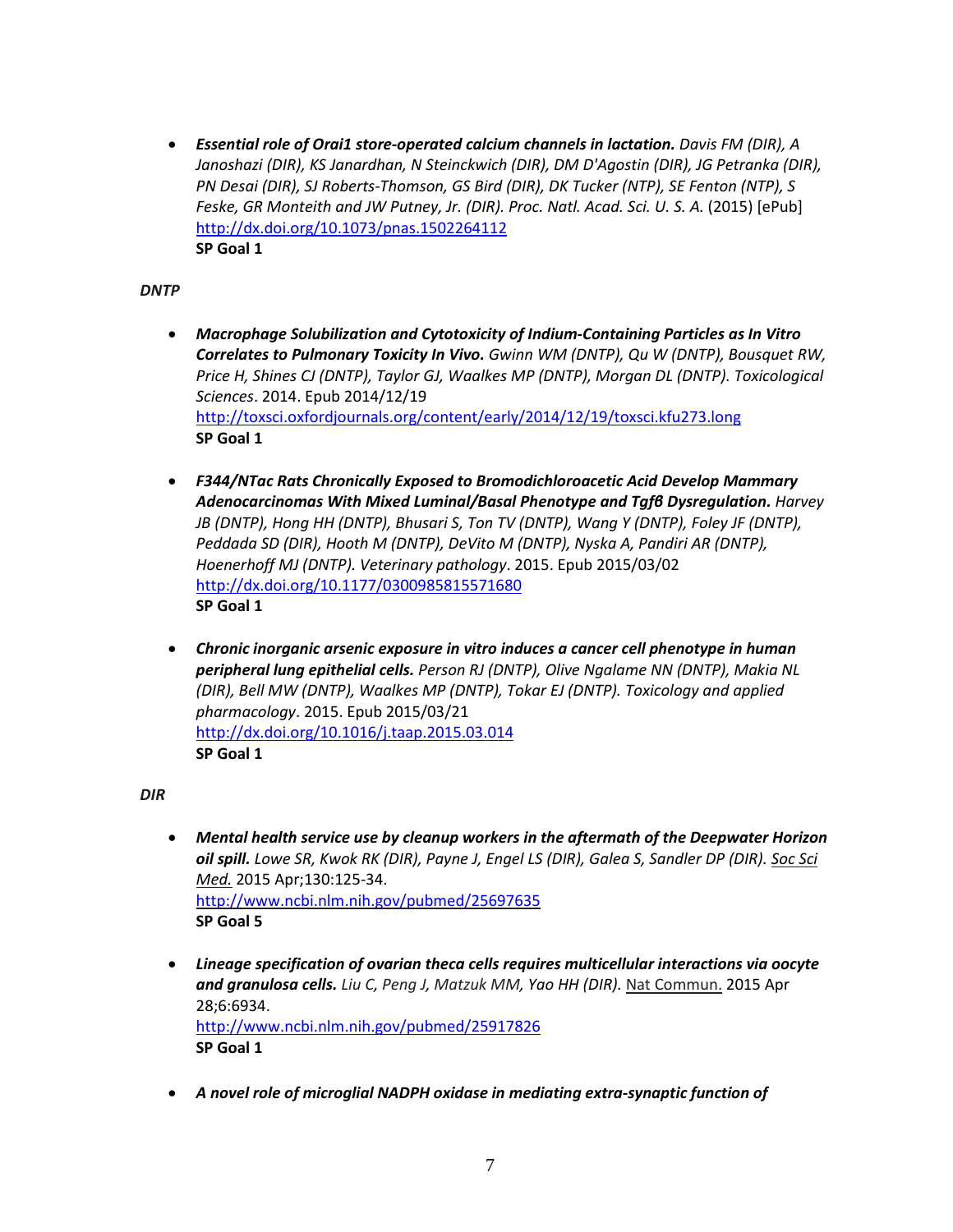- ***Essential role of Orai1 store-operated calcium channels in lactation.*** *Davis FM (DIR), A Janoshazi (DIR), KS Janardhan, N Steinckwich (DIR), DM D'Agostin (DIR), JG Petranka (DIR), PN Desai (DIR), SJ Roberts-Thomson, GS Bird (DIR), DK Tucker (NTP), SE Fenton (NTP), S Feske, GR Monteith and JW Putney, Jr. (DIR). Proc. Natl. Acad. Sci. U. S. A.* (2015) [ePub] http://dx.doi.org/10.1073/pnas.1502264112
  **SP Goal 1**

*DNTP*

- ***Macrophage Solubilization and Cytotoxicity of Indium-Containing Particles as In Vitro Correlates to Pulmonary Toxicity In Vivo.*** *Gwinn WM (DNTP), Qu W (DNTP), Bousquet RW, Price H, Shines CJ (DNTP), Taylor GJ, Waalkes MP (DNTP), Morgan DL (DNTP). Toxicological Sciences*. 2014. Epub 2014/12/19
  http://toxsci.oxfordjournals.org/content/early/2014/12/19/toxsci.kfu273.long
  **SP Goal 1**

- ***F344/NTac Rats Chronically Exposed to Bromodichloroacetic Acid Develop Mammary Adenocarcinomas With Mixed Luminal/Basal Phenotype and Tgfβ Dysregulation.*** *Harvey JB (DNTP), Hong HH (DNTP), Bhusari S, Ton TV (DNTP), Wang Y (DNTP), Foley JF (DNTP), Peddada SD (DIR), Hooth M (DNTP), DeVito M (DNTP), Nyska A, Pandiri AR (DNTP), Hoenerhoff MJ (DNTP). Veterinary pathology*. 2015. Epub 2015/03/02
  http://dx.doi.org/10.1177/0300985815571680
  **SP Goal 1**

- ***Chronic inorganic arsenic exposure in vitro induces a cancer cell phenotype in human peripheral lung epithelial cells.*** *Person RJ (DNTP), Olive Ngalame NN (DNTP), Makia NL (DIR), Bell MW (DNTP), Waalkes MP (DNTP), Tokar EJ (DNTP). Toxicology and applied pharmacology*. 2015. Epub 2015/03/21
  http://dx.doi.org/10.1016/j.taap.2015.03.014
  **SP Goal 1**

*DIR*

- ***Mental health service use by cleanup workers in the aftermath of the Deepwater Horizon oil spill.*** *Lowe SR, Kwok RK (DIR), Payne J, Engel LS (DIR), Galea S, Sandler DP (DIR). Soc Sci Med.* 2015 Apr;130:125-34.
  http://www.ncbi.nlm.nih.gov/pubmed/25697635
  **SP Goal 5**

- ***Lineage specification of ovarian theca cells requires multicellular interactions via oocyte and granulosa cells.*** *Liu C, Peng J, Matzuk MM, Yao HH (DIR).* Nat Commun. 2015 Apr 28;6:6934.
  http://www.ncbi.nlm.nih.gov/pubmed/25917826
  **SP Goal 1**

- ***A novel role of microglial NADPH oxidase in mediating extra-synaptic function of***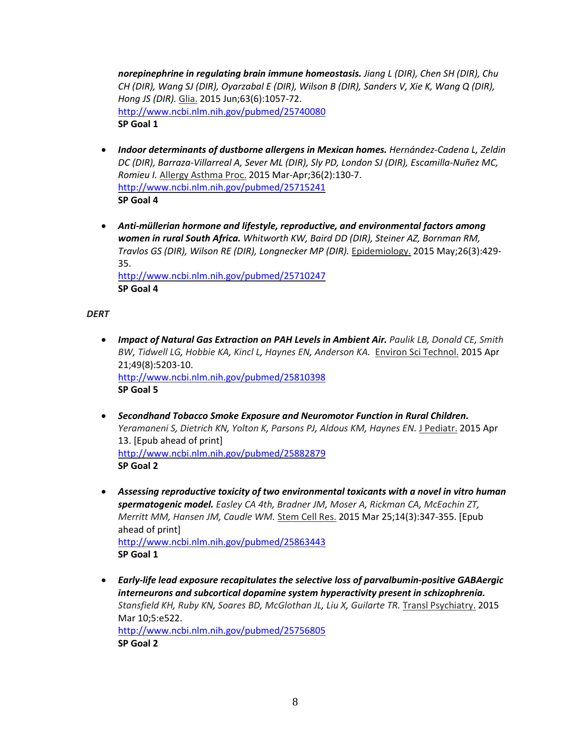***norepinephrine in regulating brain immune homeostasis.*** *Jiang L (DIR), Chen SH (DIR), Chu CH (DIR), Wang SJ (DIR), Oyarzabal E (DIR), Wilson B (DIR), Sanders V, Xie K, Wang Q (DIR), Hong JS (DIR).* Glia. 2015 Jun;63(6):1057-72.
http://www.ncbi.nlm.nih.gov/pubmed/25740080
**SP Goal 1**

- ***Indoor determinants of dustborne allergens in Mexican homes.*** *Hernández-Cadena L, Zeldin DC (DIR), Barraza-Villarreal A, Sever ML (DIR), Sly PD, London SJ (DIR), Escamilla-Nuñez MC, Romieu I.* Allergy Asthma Proc. 2015 Mar-Apr;36(2):130-7.
  http://www.ncbi.nlm.nih.gov/pubmed/25715241
  **SP Goal 4**

- ***Anti-müllerian hormone and lifestyle, reproductive, and environmental factors among women in rural South Africa.*** *Whitworth KW, Baird DD (DIR), Steiner AZ, Bornman RM, Travlos GS (DIR), Wilson RE (DIR), Longnecker MP (DIR).* Epidemiology. 2015 May;26(3):429-35.
  http://www.ncbi.nlm.nih.gov/pubmed/25710247
  **SP Goal 4**

*DERT*

- ***Impact of Natural Gas Extraction on PAH Levels in Ambient Air.*** *Paulik LB, Donald CE, Smith BW, Tidwell LG, Hobbie KA, Kincl L, Haynes EN, Anderson KA.* Environ Sci Technol. 2015 Apr 21;49(8):5203-10.
  http://www.ncbi.nlm.nih.gov/pubmed/25810398
  **SP Goal 5**

- ***Secondhand Tobacco Smoke Exposure and Neuromotor Function in Rural Children.*** *Yeramaneni S, Dietrich KN, Yolton K, Parsons PJ, Aldous KM, Haynes EN.* J Pediatr. 2015 Apr 13. [Epub ahead of print]
  http://www.ncbi.nlm.nih.gov/pubmed/25882879
  **SP Goal 2**

- ***Assessing reproductive toxicity of two environmental toxicants with a novel in vitro human spermatogenic model.*** *Easley CA 4th, Bradner JM, Moser A, Rickman CA, McEachin ZT, Merritt MM, Hansen JM, Caudle WM.* Stem Cell Res. 2015 Mar 25;14(3):347-355. [Epub ahead of print]
  http://www.ncbi.nlm.nih.gov/pubmed/25863443
  **SP Goal 1**

- ***Early-life lead exposure recapitulates the selective loss of parvalbumin-positive GABAergic interneurons and subcortical dopamine system hyperactivity present in schizophrenia.*** *Stansfield KH, Ruby KN, Soares BD, McGlothan JL, Liu X, Guilarte TR.* Transl Psychiatry. 2015 Mar 10;5:e522.
  http://www.ncbi.nlm.nih.gov/pubmed/25756805
  **SP Goal 2**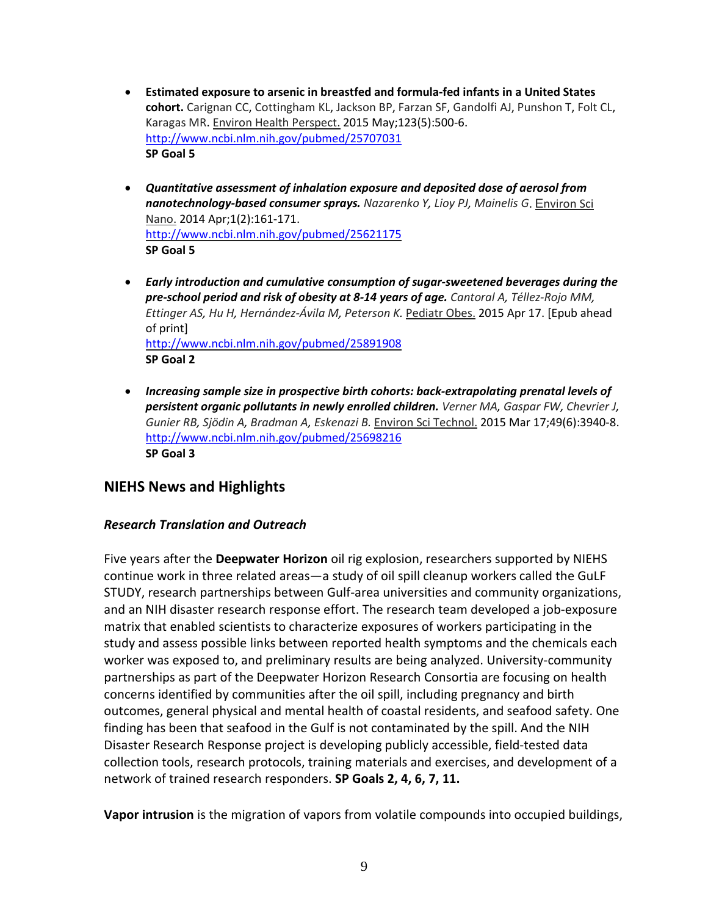- **Estimated exposure to arsenic in breastfed and formula-fed infants in a United States cohort.** Carignan CC, Cottingham KL, Jackson BP, Farzan SF, Gandolfi AJ, Punshon T, Folt CL, Karagas MR. Environ Health Perspect. 2015 May;123(5):500-6. http://www.ncbi.nlm.nih.gov/pubmed/25707031
  **SP Goal 5**

- ***Quantitative assessment of inhalation exposure and deposited dose of aerosol from nanotechnology-based consumer sprays.*** *Nazarenko Y, Lioy PJ, Mainelis G*. Environ Sci Nano. 2014 Apr;1(2):161-171. http://www.ncbi.nlm.nih.gov/pubmed/25621175
  **SP Goal 5**

- ***Early introduction and cumulative consumption of sugar-sweetened beverages during the pre-school period and risk of obesity at 8-14 years of age.*** *Cantoral A, Téllez-Rojo MM, Ettinger AS, Hu H, Hernández-Ávila M, Peterson K.* Pediatr Obes. 2015 Apr 17. [Epub ahead of print]
  http://www.ncbi.nlm.nih.gov/pubmed/25891908
  **SP Goal 2**

- ***Increasing sample size in prospective birth cohorts: back-extrapolating prenatal levels of persistent organic pollutants in newly enrolled children.*** *Verner MA, Gaspar FW, Chevrier J, Gunier RB, Sjödin A, Bradman A, Eskenazi B.* Environ Sci Technol. 2015 Mar 17;49(6):3940-8. http://www.ncbi.nlm.nih.gov/pubmed/25698216
  **SP Goal 3**

## NIEHS News and Highlights

### *Research Translation and Outreach*

Five years after the **Deepwater Horizon** oil rig explosion, researchers supported by NIEHS continue work in three related areas—a study of oil spill cleanup workers called the GuLF STUDY, research partnerships between Gulf-area universities and community organizations, and an NIH disaster research response effort. The research team developed a job-exposure matrix that enabled scientists to characterize exposures of workers participating in the study and assess possible links between reported health symptoms and the chemicals each worker was exposed to, and preliminary results are being analyzed. University-community partnerships as part of the Deepwater Horizon Research Consortia are focusing on health concerns identified by communities after the oil spill, including pregnancy and birth outcomes, general physical and mental health of coastal residents, and seafood safety. One finding has been that seafood in the Gulf is not contaminated by the spill. And the NIH Disaster Research Response project is developing publicly accessible, field-tested data collection tools, research protocols, training materials and exercises, and development of a network of trained research responders. **SP Goals 2, 4, 6, 7, 11.**

**Vapor intrusion** is the migration of vapors from volatile compounds into occupied buildings,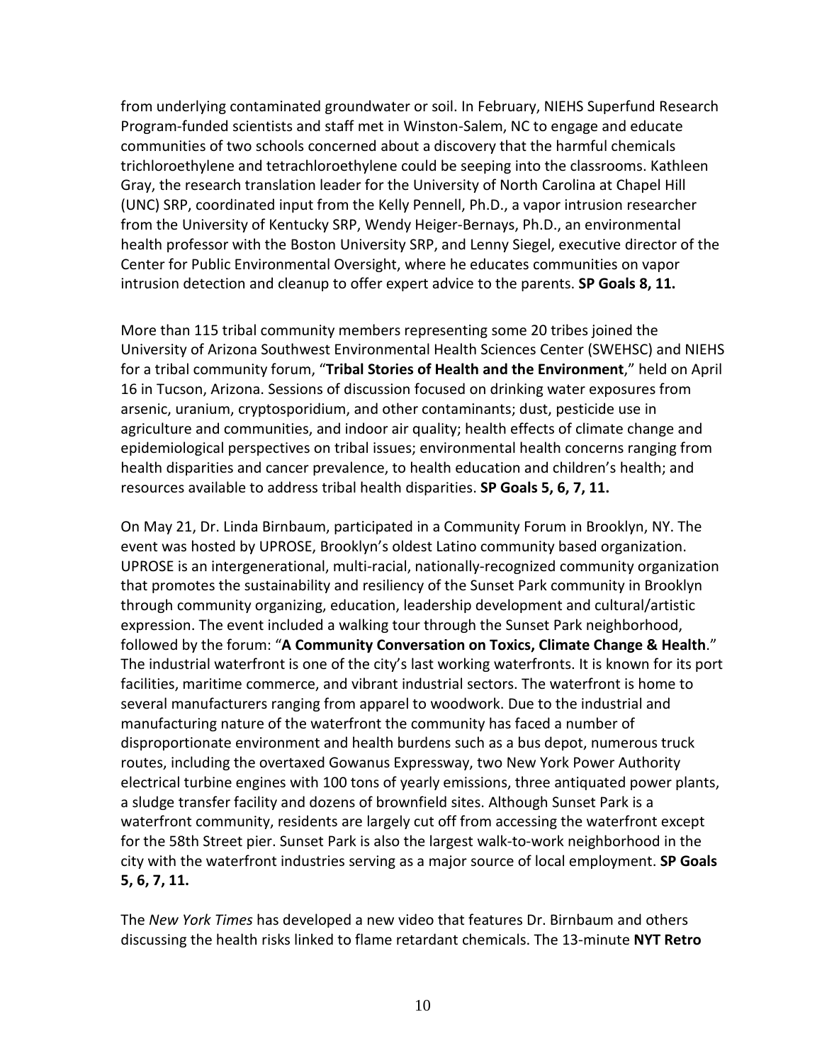from underlying contaminated groundwater or soil. In February, NIEHS Superfund Research Program-funded scientists and staff met in Winston-Salem, NC to engage and educate communities of two schools concerned about a discovery that the harmful chemicals trichloroethylene and tetrachloroethylene could be seeping into the classrooms. Kathleen Gray, the research translation leader for the University of North Carolina at Chapel Hill (UNC) SRP, coordinated input from the Kelly Pennell, Ph.D., a vapor intrusion researcher from the University of Kentucky SRP, Wendy Heiger-Bernays, Ph.D., an environmental health professor with the Boston University SRP, and Lenny Siegel, executive director of the Center for Public Environmental Oversight, where he educates communities on vapor intrusion detection and cleanup to offer expert advice to the parents. **SP Goals 8, 11.**

More than 115 tribal community members representing some 20 tribes joined the University of Arizona Southwest Environmental Health Sciences Center (SWEHSC) and NIEHS for a tribal community forum, "**Tribal Stories of Health and the Environment**," held on April 16 in Tucson, Arizona. Sessions of discussion focused on drinking water exposures from arsenic, uranium, cryptosporidium, and other contaminants; dust, pesticide use in agriculture and communities, and indoor air quality; health effects of climate change and epidemiological perspectives on tribal issues; environmental health concerns ranging from health disparities and cancer prevalence, to health education and children's health; and resources available to address tribal health disparities. **SP Goals 5, 6, 7, 11.**

On May 21, Dr. Linda Birnbaum, participated in a Community Forum in Brooklyn, NY. The event was hosted by UPROSE, Brooklyn's oldest Latino community based organization. UPROSE is an intergenerational, multi-racial, nationally-recognized community organization that promotes the sustainability and resiliency of the Sunset Park community in Brooklyn through community organizing, education, leadership development and cultural/artistic expression. The event included a walking tour through the Sunset Park neighborhood, followed by the forum: "**A Community Conversation on Toxics, Climate Change & Health**." The industrial waterfront is one of the city's last working waterfronts. It is known for its port facilities, maritime commerce, and vibrant industrial sectors. The waterfront is home to several manufacturers ranging from apparel to woodwork. Due to the industrial and manufacturing nature of the waterfront the community has faced a number of disproportionate environment and health burdens such as a bus depot, numerous truck routes, including the overtaxed Gowanus Expressway, two New York Power Authority electrical turbine engines with 100 tons of yearly emissions, three antiquated power plants, a sludge transfer facility and dozens of brownfield sites. Although Sunset Park is a waterfront community, residents are largely cut off from accessing the waterfront except for the 58th Street pier. Sunset Park is also the largest walk-to-work neighborhood in the city with the waterfront industries serving as a major source of local employment. **SP Goals 5, 6, 7, 11.**

The *New York Times* has developed a new video that features Dr. Birnbaum and others discussing the health risks linked to flame retardant chemicals. The 13-minute **NYT Retro**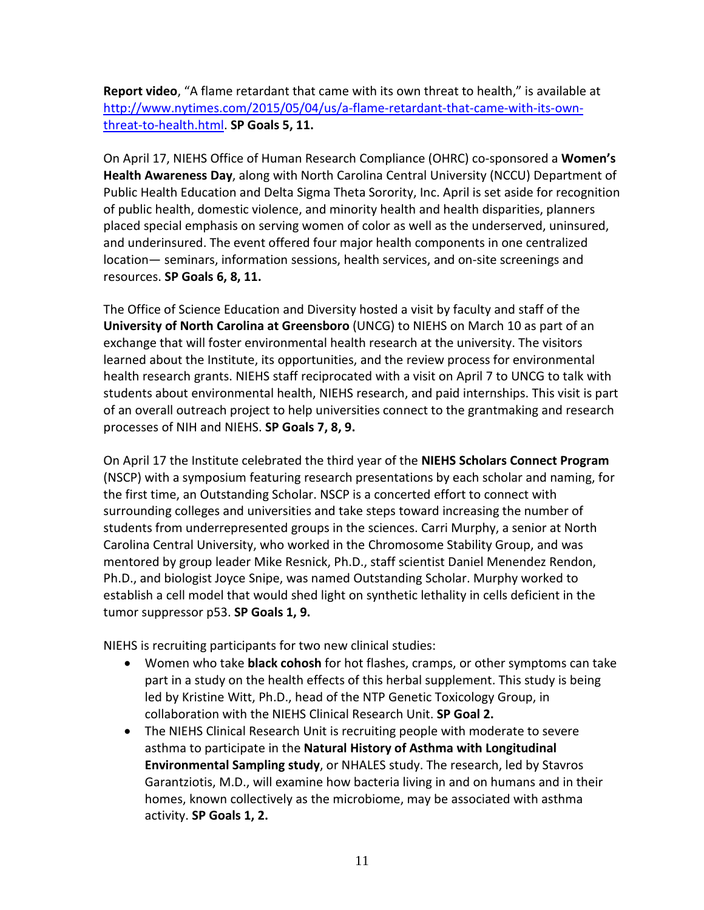**Report video**, “A flame retardant that came with its own threat to health,” is available at [http://www.nytimes.com/2015/05/04/us/a-flame-retardant-that-came-with-its-own-threat-to-health.html](http://www.nytimes.com/2015/05/04/us/a-flame-retardant-that-came-with-its-own-threat-to-health.html). **SP Goals 5, 11.**

On April 17, NIEHS Office of Human Research Compliance (OHRC) co-sponsored a **Women’s Health Awareness Day**, along with North Carolina Central University (NCCU) Department of Public Health Education and Delta Sigma Theta Sorority, Inc. April is set aside for recognition of public health, domestic violence, and minority health and health disparities, planners placed special emphasis on serving women of color as well as the underserved, uninsured, and underinsured. The event offered four major health components in one centralized location— seminars, information sessions, health services, and on-site screenings and resources. **SP Goals 6, 8, 11.**

The Office of Science Education and Diversity hosted a visit by faculty and staff of the **University of North Carolina at Greensboro** (UNCG) to NIEHS on March 10 as part of an exchange that will foster environmental health research at the university. The visitors learned about the Institute, its opportunities, and the review process for environmental health research grants. NIEHS staff reciprocated with a visit on April 7 to UNCG to talk with students about environmental health, NIEHS research, and paid internships. This visit is part of an overall outreach project to help universities connect to the grantmaking and research processes of NIH and NIEHS. **SP Goals 7, 8, 9.**

On April 17 the Institute celebrated the third year of the **NIEHS Scholars Connect Program** (NSCP) with a symposium featuring research presentations by each scholar and naming, for the first time, an Outstanding Scholar. NSCP is a concerted effort to connect with surrounding colleges and universities and take steps toward increasing the number of students from underrepresented groups in the sciences. Carri Murphy, a senior at North Carolina Central University, who worked in the Chromosome Stability Group, and was mentored by group leader Mike Resnick, Ph.D., staff scientist Daniel Menendez Rendon, Ph.D., and biologist Joyce Snipe, was named Outstanding Scholar. Murphy worked to establish a cell model that would shed light on synthetic lethality in cells deficient in the tumor suppressor p53. **SP Goals 1, 9.**

NIEHS is recruiting participants for two new clinical studies:

- Women who take **black cohosh** for hot flashes, cramps, or other symptoms can take part in a study on the health effects of this herbal supplement. This study is being led by Kristine Witt, Ph.D., head of the NTP Genetic Toxicology Group, in collaboration with the NIEHS Clinical Research Unit. **SP Goal 2.**
- The NIEHS Clinical Research Unit is recruiting people with moderate to severe asthma to participate in the **Natural History of Asthma with Longitudinal Environmental Sampling study**, or NHALES study. The research, led by Stavros Garantziotis, M.D., will examine how bacteria living in and on humans and in their homes, known collectively as the microbiome, may be associated with asthma activity. **SP Goals 1, 2.**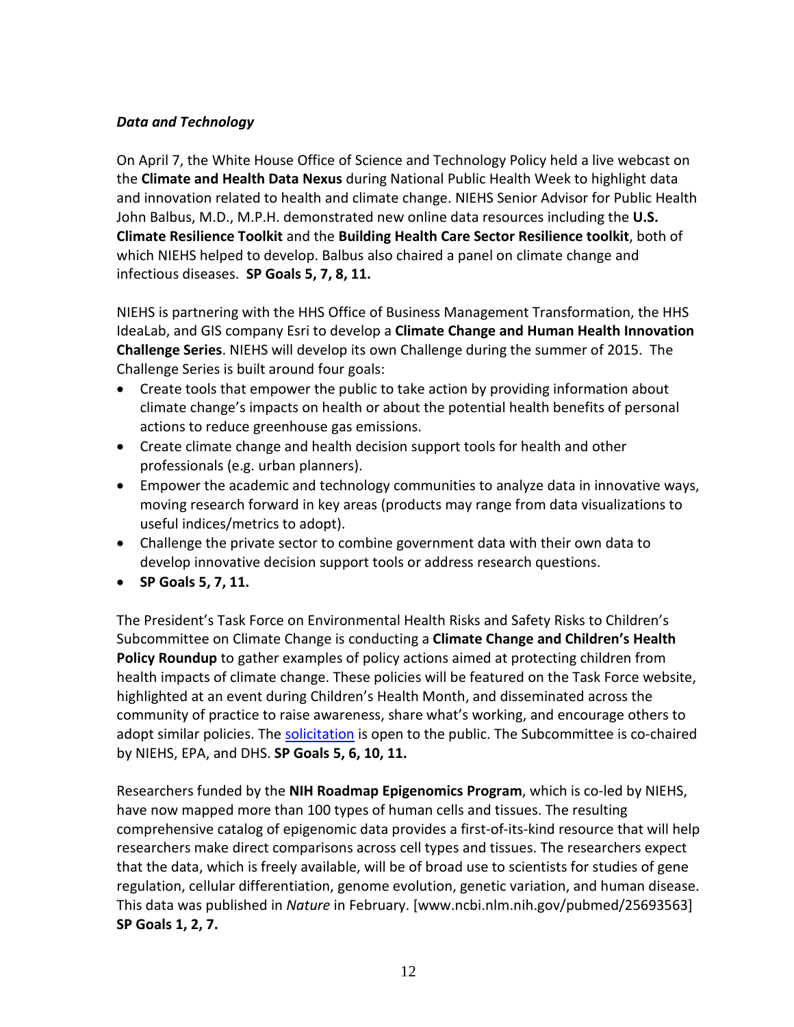***Data and Technology***

On April 7, the White House Office of Science and Technology Policy held a live webcast on the **Climate and Health Data Nexus** during National Public Health Week to highlight data and innovation related to health and climate change. NIEHS Senior Advisor for Public Health John Balbus, M.D., M.P.H. demonstrated new online data resources including the **U.S. Climate Resilience Toolkit** and the **Building Health Care Sector Resilience toolkit**, both of which NIEHS helped to develop. Balbus also chaired a panel on climate change and infectious diseases. **SP Goals 5, 7, 8, 11.**

NIEHS is partnering with the HHS Office of Business Management Transformation, the HHS IdeaLab, and GIS company Esri to develop a **Climate Change and Human Health Innovation Challenge Series**. NIEHS will develop its own Challenge during the summer of 2015. The Challenge Series is built around four goals:

- Create tools that empower the public to take action by providing information about climate change's impacts on health or about the potential health benefits of personal actions to reduce greenhouse gas emissions.
- Create climate change and health decision support tools for health and other professionals (e.g. urban planners).
- Empower the academic and technology communities to analyze data in innovative ways, moving research forward in key areas (products may range from data visualizations to useful indices/metrics to adopt).
- Challenge the private sector to combine government data with their own data to develop innovative decision support tools or address research questions.
- **SP Goals 5, 7, 11.**

The President's Task Force on Environmental Health Risks and Safety Risks to Children's Subcommittee on Climate Change is conducting a **Climate Change and Children's Health Policy Roundup** to gather examples of policy actions aimed at protecting children from health impacts of climate change. These policies will be featured on the Task Force website, highlighted at an event during Children's Health Month, and disseminated across the community of practice to raise awareness, share what's working, and encourage others to adopt similar policies. The solicitation is open to the public. The Subcommittee is co-chaired by NIEHS, EPA, and DHS. **SP Goals 5, 6, 10, 11.**

Researchers funded by the **NIH Roadmap Epigenomics Program**, which is co-led by NIEHS, have now mapped more than 100 types of human cells and tissues. The resulting comprehensive catalog of epigenomic data provides a first-of-its-kind resource that will help researchers make direct comparisons across cell types and tissues. The researchers expect that the data, which is freely available, will be of broad use to scientists for studies of gene regulation, cellular differentiation, genome evolution, genetic variation, and human disease. This data was published in *Nature* in February. [www.ncbi.nlm.nih.gov/pubmed/25693563] **SP Goals 1, 2, 7.**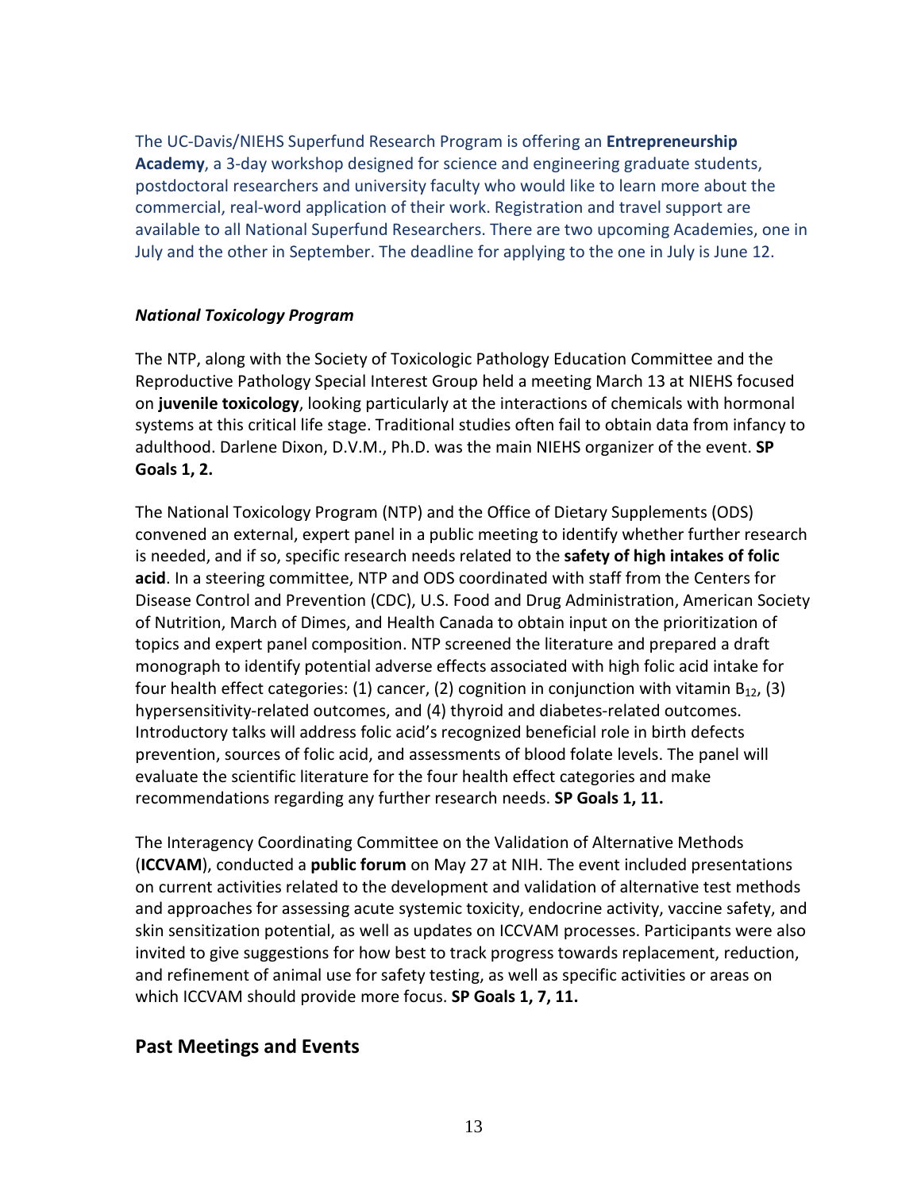The UC-Davis/NIEHS Superfund Research Program is offering an **Entrepreneurship Academy**, a 3-day workshop designed for science and engineering graduate students, postdoctoral researchers and university faculty who would like to learn more about the commercial, real-word application of their work. Registration and travel support are available to all National Superfund Researchers. There are two upcoming Academies, one in July and the other in September. The deadline for applying to the one in July is June 12.

***National Toxicology Program***

The NTP, along with the Society of Toxicologic Pathology Education Committee and the Reproductive Pathology Special Interest Group held a meeting March 13 at NIEHS focused on **juvenile toxicology**, looking particularly at the interactions of chemicals with hormonal systems at this critical life stage. Traditional studies often fail to obtain data from infancy to adulthood. Darlene Dixon, D.V.M., Ph.D. was the main NIEHS organizer of the event. **SP Goals 1, 2.**

The National Toxicology Program (NTP) and the Office of Dietary Supplements (ODS) convened an external, expert panel in a public meeting to identify whether further research is needed, and if so, specific research needs related to the **safety of high intakes of folic acid**. In a steering committee, NTP and ODS coordinated with staff from the Centers for Disease Control and Prevention (CDC), U.S. Food and Drug Administration, American Society of Nutrition, March of Dimes, and Health Canada to obtain input on the prioritization of topics and expert panel composition. NTP screened the literature and prepared a draft monograph to identify potential adverse effects associated with high folic acid intake for four health effect categories: (1) cancer, (2) cognition in conjunction with vitamin $B_{12}$, (3) hypersensitivity-related outcomes, and (4) thyroid and diabetes-related outcomes. Introductory talks will address folic acid's recognized beneficial role in birth defects prevention, sources of folic acid, and assessments of blood folate levels. The panel will evaluate the scientific literature for the four health effect categories and make recommendations regarding any further research needs. **SP Goals 1, 11.**

The Interagency Coordinating Committee on the Validation of Alternative Methods (**ICCVAM**), conducted a **public forum** on May 27 at NIH. The event included presentations on current activities related to the development and validation of alternative test methods and approaches for assessing acute systemic toxicity, endocrine activity, vaccine safety, and skin sensitization potential, as well as updates on ICCVAM processes. Participants were also invited to give suggestions for how best to track progress towards replacement, reduction, and refinement of animal use for safety testing, as well as specific activities or areas on which ICCVAM should provide more focus. **SP Goals 1, 7, 11.**

## Past Meetings and Events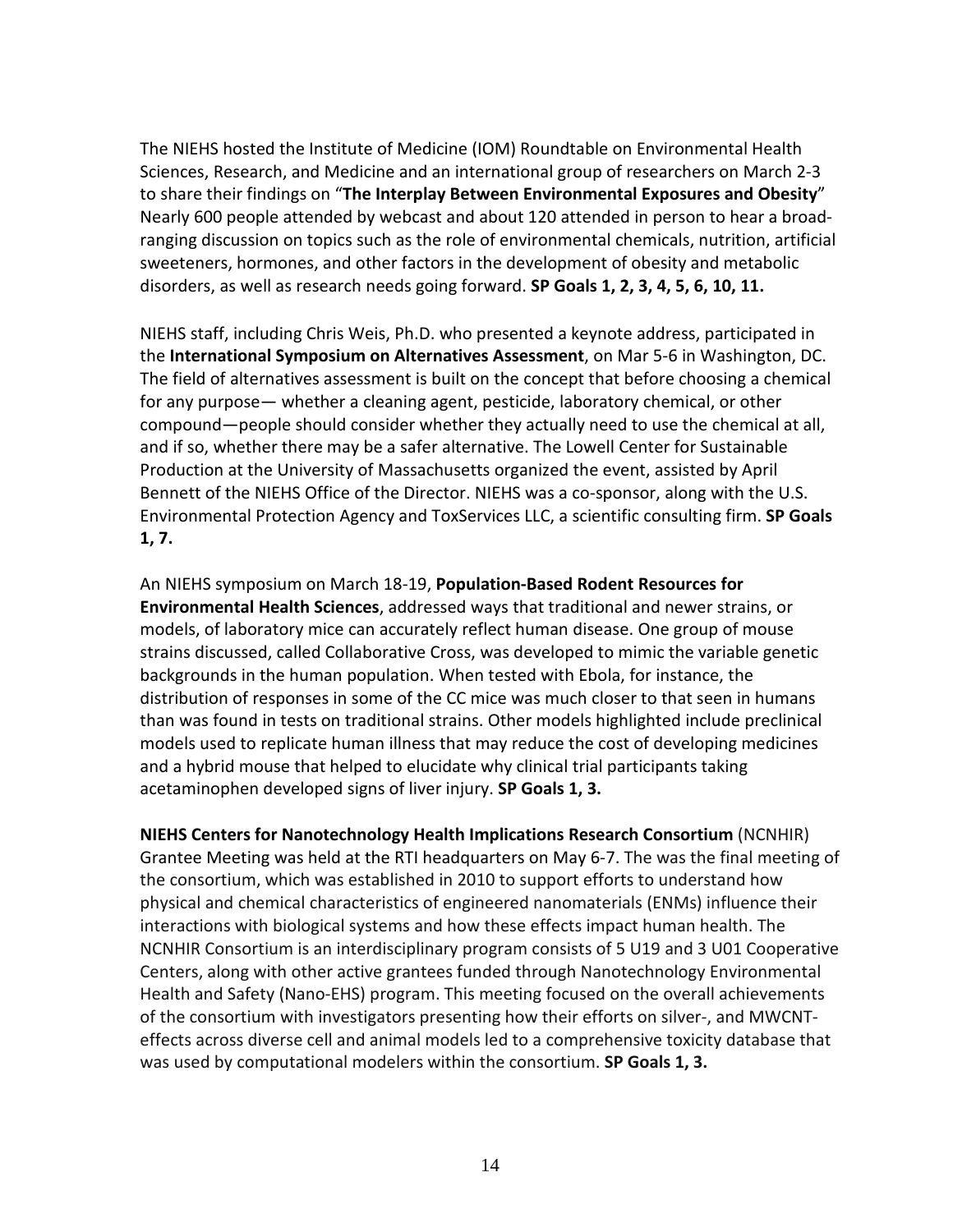The NIEHS hosted the Institute of Medicine (IOM) Roundtable on Environmental Health Sciences, Research, and Medicine and an international group of researchers on March 2-3 to share their findings on "**The Interplay Between Environmental Exposures and Obesity**" Nearly 600 people attended by webcast and about 120 attended in person to hear a broad-ranging discussion on topics such as the role of environmental chemicals, nutrition, artificial sweeteners, hormones, and other factors in the development of obesity and metabolic disorders, as well as research needs going forward. **SP Goals 1, 2, 3, 4, 5, 6, 10, 11.**

NIEHS staff, including Chris Weis, Ph.D. who presented a keynote address, participated in the **International Symposium on Alternatives Assessment**, on Mar 5-6 in Washington, DC. The field of alternatives assessment is built on the concept that before choosing a chemical for any purpose— whether a cleaning agent, pesticide, laboratory chemical, or other compound—people should consider whether they actually need to use the chemical at all, and if so, whether there may be a safer alternative. The Lowell Center for Sustainable Production at the University of Massachusetts organized the event, assisted by April Bennett of the NIEHS Office of the Director. NIEHS was a co-sponsor, along with the U.S. Environmental Protection Agency and ToxServices LLC, a scientific consulting firm. **SP Goals 1, 7.**

An NIEHS symposium on March 18-19, **Population-Based Rodent Resources for Environmental Health Sciences**, addressed ways that traditional and newer strains, or models, of laboratory mice can accurately reflect human disease. One group of mouse strains discussed, called Collaborative Cross, was developed to mimic the variable genetic backgrounds in the human population. When tested with Ebola, for instance, the distribution of responses in some of the CC mice was much closer to that seen in humans than was found in tests on traditional strains. Other models highlighted include preclinical models used to replicate human illness that may reduce the cost of developing medicines and a hybrid mouse that helped to elucidate why clinical trial participants taking acetaminophen developed signs of liver injury. **SP Goals 1, 3.**

**NIEHS Centers for Nanotechnology Health Implications Research Consortium** (NCNHIR) Grantee Meeting was held at the RTI headquarters on May 6-7. The was the final meeting of the consortium, which was established in 2010 to support efforts to understand how physical and chemical characteristics of engineered nanomaterials (ENMs) influence their interactions with biological systems and how these effects impact human health. The NCNHIR Consortium is an interdisciplinary program consists of 5 U19 and 3 U01 Cooperative Centers, along with other active grantees funded through Nanotechnology Environmental Health and Safety (Nano-EHS) program. This meeting focused on the overall achievements of the consortium with investigators presenting how their efforts on silver-, and MWCNT-effects across diverse cell and animal models led to a comprehensive toxicity database that was used by computational modelers within the consortium. **SP Goals 1, 3.**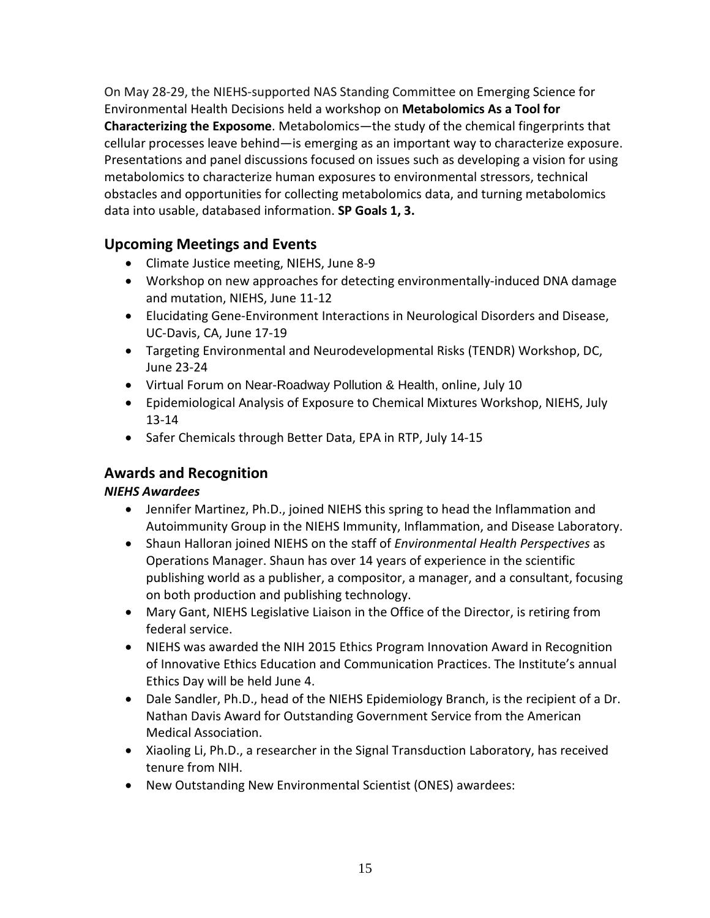On May 28-29, the NIEHS-supported NAS Standing Committee on Emerging Science for Environmental Health Decisions held a workshop on **Metabolomics As a Tool for Characterizing the Exposome**. Metabolomics—the study of the chemical fingerprints that cellular processes leave behind—is emerging as an important way to characterize exposure. Presentations and panel discussions focused on issues such as developing a vision for using metabolomics to characterize human exposures to environmental stressors, technical obstacles and opportunities for collecting metabolomics data, and turning metabolomics data into usable, databased information. **SP Goals 1, 3.**

## Upcoming Meetings and Events

- Climate Justice meeting, NIEHS, June 8-9
- Workshop on new approaches for detecting environmentally-induced DNA damage and mutation, NIEHS, June 11-12
- Elucidating Gene-Environment Interactions in Neurological Disorders and Disease, UC-Davis, CA, June 17-19
- Targeting Environmental and Neurodevelopmental Risks (TENDR) Workshop, DC, June 23-24
- Virtual Forum on Near-Roadway Pollution & Health, online, July 10
- Epidemiological Analysis of Exposure to Chemical Mixtures Workshop, NIEHS, July 13-14
- Safer Chemicals through Better Data, EPA in RTP, July 14-15

## Awards and Recognition

### *NIEHS Awardees*

- Jennifer Martinez, Ph.D., joined NIEHS this spring to head the Inflammation and Autoimmunity Group in the NIEHS Immunity, Inflammation, and Disease Laboratory.
- Shaun Halloran joined NIEHS on the staff of *Environmental Health Perspectives* as Operations Manager. Shaun has over 14 years of experience in the scientific publishing world as a publisher, a compositor, a manager, and a consultant, focusing on both production and publishing technology.
- Mary Gant, NIEHS Legislative Liaison in the Office of the Director, is retiring from federal service.
- NIEHS was awarded the NIH 2015 Ethics Program Innovation Award in Recognition of Innovative Ethics Education and Communication Practices. The Institute's annual Ethics Day will be held June 4.
- Dale Sandler, Ph.D., head of the NIEHS Epidemiology Branch, is the recipient of a Dr. Nathan Davis Award for Outstanding Government Service from the American Medical Association.
- Xiaoling Li, Ph.D., a researcher in the Signal Transduction Laboratory, has received tenure from NIH.
- New Outstanding New Environmental Scientist (ONES) awardees: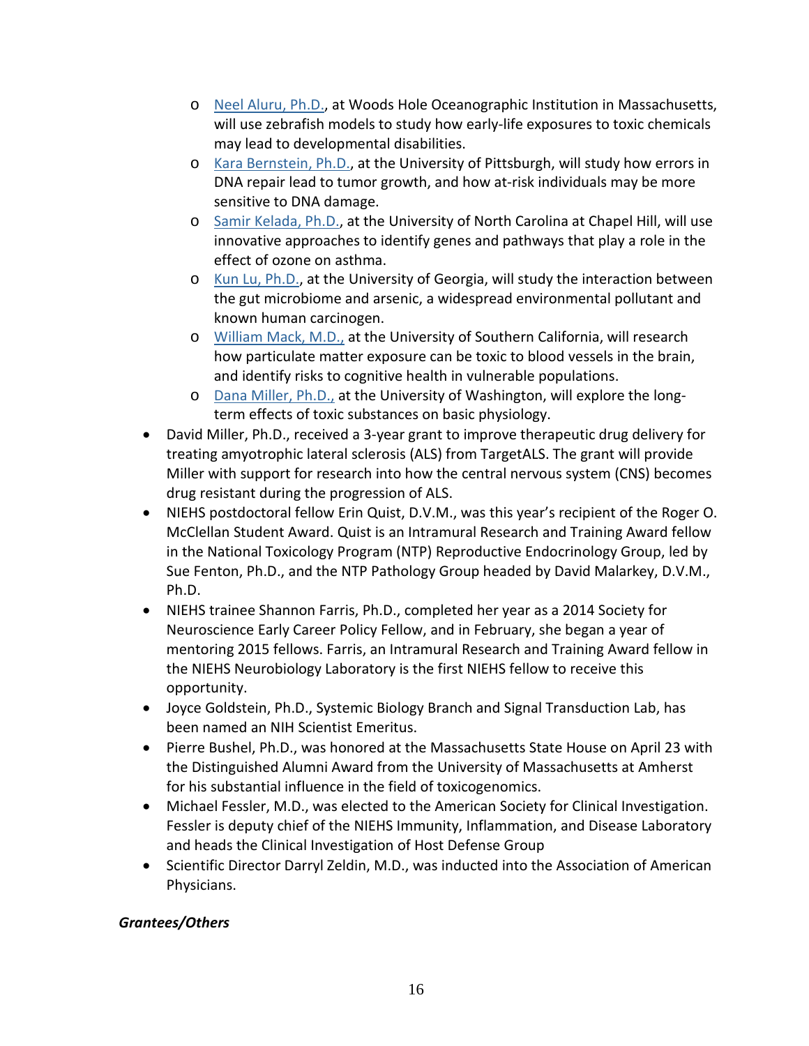- [Neel Aluru, Ph.D.](), at Woods Hole Oceanographic Institution in Massachusetts, will use zebrafish models to study how early-life exposures to toxic chemicals may lead to developmental disabilities.
  - [Kara Bernstein, Ph.D.](), at the University of Pittsburgh, will study how errors in DNA repair lead to tumor growth, and how at-risk individuals may be more sensitive to DNA damage.
  - [Samir Kelada, Ph.D.](), at the University of North Carolina at Chapel Hill, will use innovative approaches to identify genes and pathways that play a role in the effect of ozone on asthma.
  - [Kun Lu, Ph.D.](), at the University of Georgia, will study the interaction between the gut microbiome and arsenic, a widespread environmental pollutant and known human carcinogen.
  - [William Mack, M.D.,]() at the University of Southern California, will research how particulate matter exposure can be toxic to blood vessels in the brain, and identify risks to cognitive health in vulnerable populations.
  - [Dana Miller, Ph.D.,]() at the University of Washington, will explore the long-term effects of toxic substances on basic physiology.
- David Miller, Ph.D., received a 3-year grant to improve therapeutic drug delivery for treating amyotrophic lateral sclerosis (ALS) from TargetALS. The grant will provide Miller with support for research into how the central nervous system (CNS) becomes drug resistant during the progression of ALS.
- NIEHS postdoctoral fellow Erin Quist, D.V.M., was this year's recipient of the Roger O. McClellan Student Award. Quist is an Intramural Research and Training Award fellow in the National Toxicology Program (NTP) Reproductive Endocrinology Group, led by Sue Fenton, Ph.D., and the NTP Pathology Group headed by David Malarkey, D.V.M., Ph.D.
- NIEHS trainee Shannon Farris, Ph.D., completed her year as a 2014 Society for Neuroscience Early Career Policy Fellow, and in February, she began a year of mentoring 2015 fellows. Farris, an Intramural Research and Training Award fellow in the NIEHS Neurobiology Laboratory is the first NIEHS fellow to receive this opportunity.
- Joyce Goldstein, Ph.D., Systemic Biology Branch and Signal Transduction Lab, has been named an NIH Scientist Emeritus.
- Pierre Bushel, Ph.D., was honored at the Massachusetts State House on April 23 with the Distinguished Alumni Award from the University of Massachusetts at Amherst for his substantial influence in the field of toxicogenomics.
- Michael Fessler, M.D., was elected to the American Society for Clinical Investigation. Fessler is deputy chief of the NIEHS Immunity, Inflammation, and Disease Laboratory and heads the Clinical Investigation of Host Defense Group
- Scientific Director Darryl Zeldin, M.D., was inducted into the Association of American Physicians.

***Grantees/Others***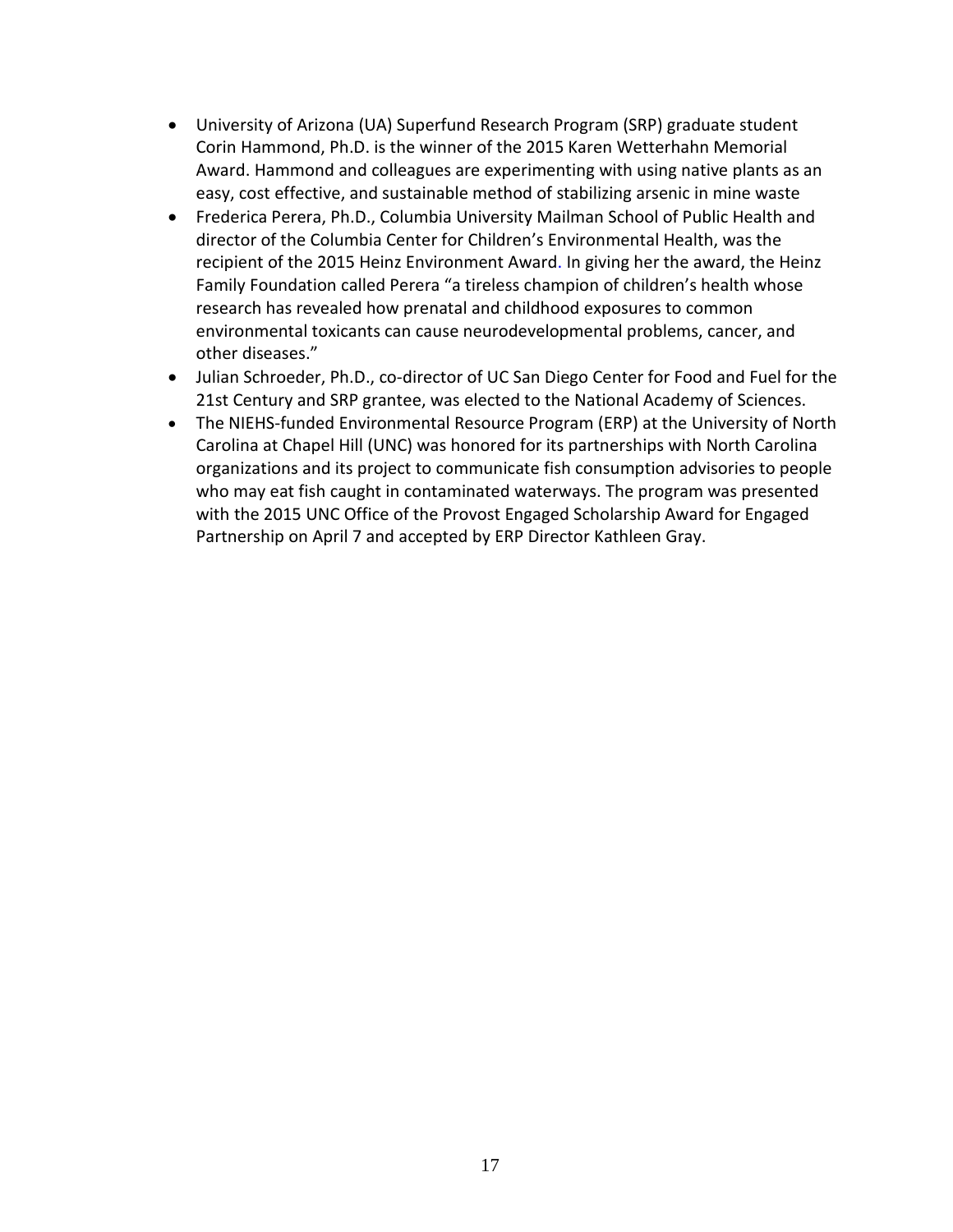- University of Arizona (UA) Superfund Research Program (SRP) graduate student Corin Hammond, Ph.D. is the winner of the 2015 Karen Wetterhahn Memorial Award. Hammond and colleagues are experimenting with using native plants as an easy, cost effective, and sustainable method of stabilizing arsenic in mine waste
- Frederica Perera, Ph.D., Columbia University Mailman School of Public Health and director of the Columbia Center for Children's Environmental Health, was the recipient of the 2015 Heinz Environment Award. In giving her the award, the Heinz Family Foundation called Perera "a tireless champion of children's health whose research has revealed how prenatal and childhood exposures to common environmental toxicants can cause neurodevelopmental problems, cancer, and other diseases."
- Julian Schroeder, Ph.D., co-director of UC San Diego Center for Food and Fuel for the 21st Century and SRP grantee, was elected to the National Academy of Sciences.
- The NIEHS-funded Environmental Resource Program (ERP) at the University of North Carolina at Chapel Hill (UNC) was honored for its partnerships with North Carolina organizations and its project to communicate fish consumption advisories to people who may eat fish caught in contaminated waterways. The program was presented with the 2015 UNC Office of the Provost Engaged Scholarship Award for Engaged Partnership on April 7 and accepted by ERP Director Kathleen Gray.